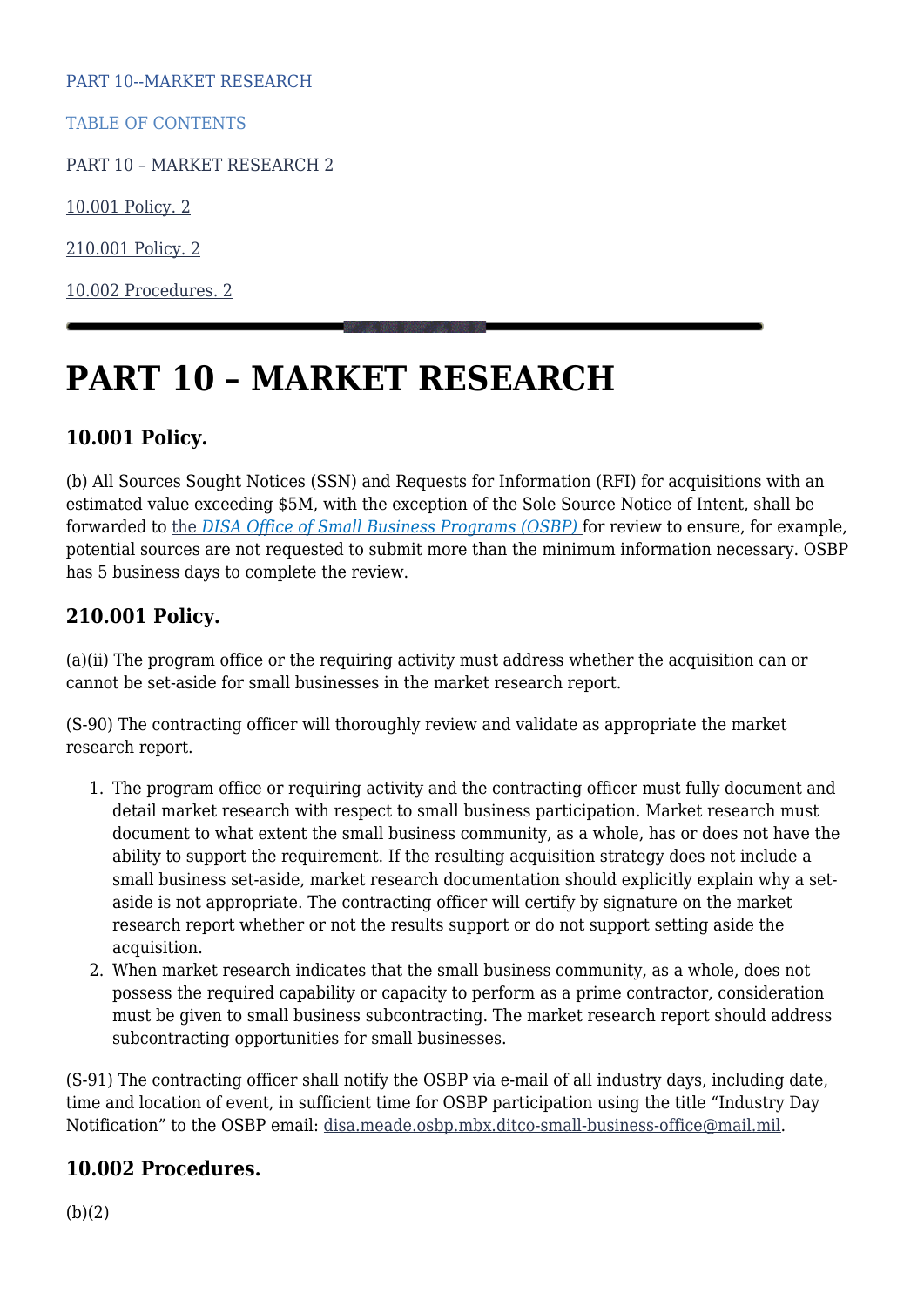PART 10--MARKET RESEARCH

TABLE OF CONTENTS

PART 10 – MARKET RESEARCH 2

10.001 Policy. 2

210.001 Policy. 2

10.002 Procedures. 2

# PART 10 – MARKET RESEARCH

### 10.001 Policy.

(b) All Sources Sought Notices (SSN) and Requests for Information (RFI) for acquisitions with an estimated value exceeding $5M, with the exception of the Sole Source Notice of Intent, shall be forwarded to the *DISA Office of Small Business Programs (OSBP)* for review to ensure, for example, potential sources are not requested to submit more than the minimum information necessary. OSBP has 5 business days to complete the review.

### 210.001 Policy.

(a)(ii) The program office or the requiring activity must address whether the acquisition can or cannot be set-aside for small businesses in the market research report.

(S-90) The contracting officer will thoroughly review and validate as appropriate the market research report.

1. The program office or requiring activity and the contracting officer must fully document and detail market research with respect to small business participation. Market research must document to what extent the small business community, as a whole, has or does not have the ability to support the requirement. If the resulting acquisition strategy does not include a small business set-aside, market research documentation should explicitly explain why a set-aside is not appropriate. The contracting officer will certify by signature on the market research report whether or not the results support or do not support setting aside the acquisition.
2. When market research indicates that the small business community, as a whole, does not possess the required capability or capacity to perform as a prime contractor, consideration must be given to small business subcontracting. The market research report should address subcontracting opportunities for small businesses.

(S-91) The contracting officer shall notify the OSBP via e-mail of all industry days, including date, time and location of event, in sufficient time for OSBP participation using the title "Industry Day Notification" to the OSBP email: disa.meade.osbp.mbx.ditco-small-business-office@mail.mil.

### 10.002 Procedures.

(b)(2)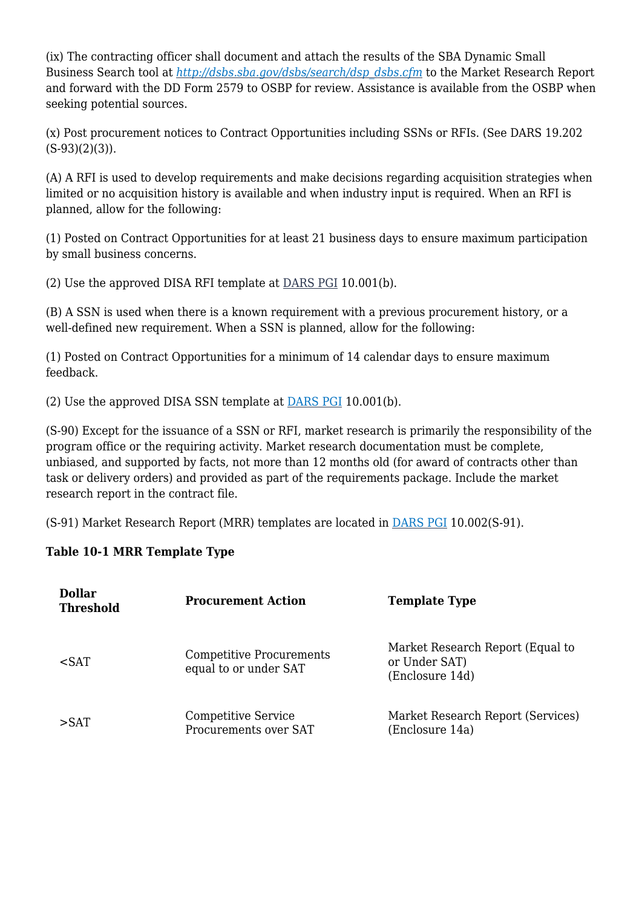(ix) The contracting officer shall document and attach the results of the SBA Dynamic Small Business Search tool at *http://dsbs.sba.gov/dsbs/search/dsp_dsbs.cfm* to the Market Research Report and forward with the DD Form 2579 to OSBP for review. Assistance is available from the OSBP when seeking potential sources.

(x) Post procurement notices to Contract Opportunities including SSNs or RFIs. (See DARS 19.202 (S-93)(2)(3)).

(A) A RFI is used to develop requirements and make decisions regarding acquisition strategies when limited or no acquisition history is available and when industry input is required. When an RFI is planned, allow for the following:

(1) Posted on Contract Opportunities for at least 21 business days to ensure maximum participation by small business concerns.

(2) Use the approved DISA RFI template at DARS PGI 10.001(b).

(B) A SSN is used when there is a known requirement with a previous procurement history, or a well-defined new requirement. When a SSN is planned, allow for the following:

(1) Posted on Contract Opportunities for a minimum of 14 calendar days to ensure maximum feedback.

(2) Use the approved DISA SSN template at DARS PGI 10.001(b).

(S-90) Except for the issuance of a SSN or RFI, market research is primarily the responsibility of the program office or the requiring activity. Market research documentation must be complete, unbiased, and supported by facts, not more than 12 months old (for award of contracts other than task or delivery orders) and provided as part of the requirements package. Include the market research report in the contract file.

(S-91) Market Research Report (MRR) templates are located in DARS PGI 10.002(S-91).

**Table 10-1 MRR Template Type**

| Dollar Threshold | Procurement Action | Template Type |
|---|---|---|
| <SAT | Competitive Procurements equal to or under SAT | Market Research Report (Equal to or Under SAT) (Enclosure 14d) |
| >SAT | Competitive Service Procurements over SAT | Market Research Report (Services) (Enclosure 14a) |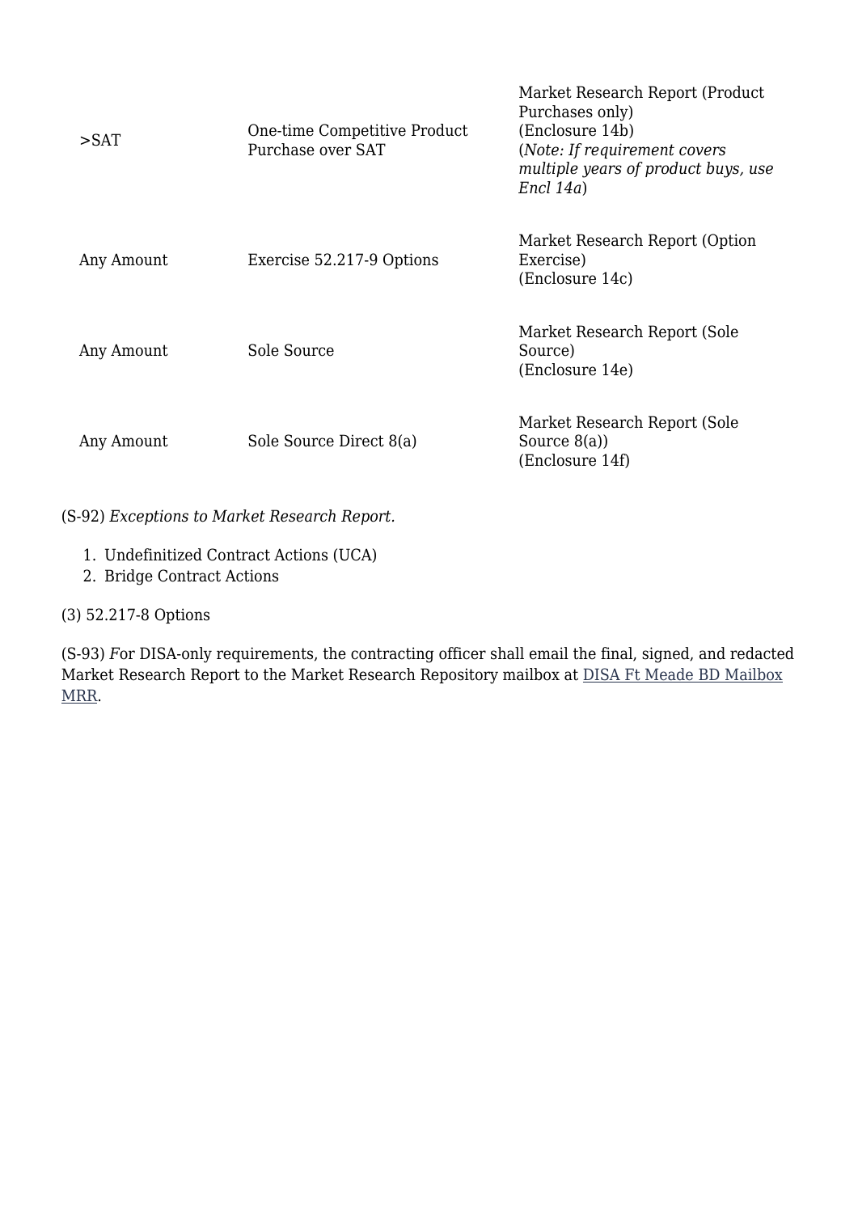| | | |
|---|---|---|
| >SAT | One-time Competitive Product Purchase over SAT | Market Research Report (Product Purchases only) (Enclosure 14b) (*Note: If requirement covers multiple years of product buys, use Encl 14a*) |
| Any Amount | Exercise 52.217-9 Options | Market Research Report (Option Exercise) (Enclosure 14c) |
| Any Amount | Sole Source | Market Research Report (Sole Source) (Enclosure 14e) |
| Any Amount | Sole Source Direct 8(a) | Market Research Report (Sole Source 8(a)) (Enclosure 14f) |

(S-92) *Exceptions to Market Research Report.*

1. Undefinitized Contract Actions (UCA)
2. Bridge Contract Actions

(3) 52.217-8 Options

(S-93) *F*or DISA-only requirements, the contracting officer shall email the final, signed, and redacted Market Research Report to the Market Research Repository mailbox at DISA Ft Meade BD Mailbox MRR.